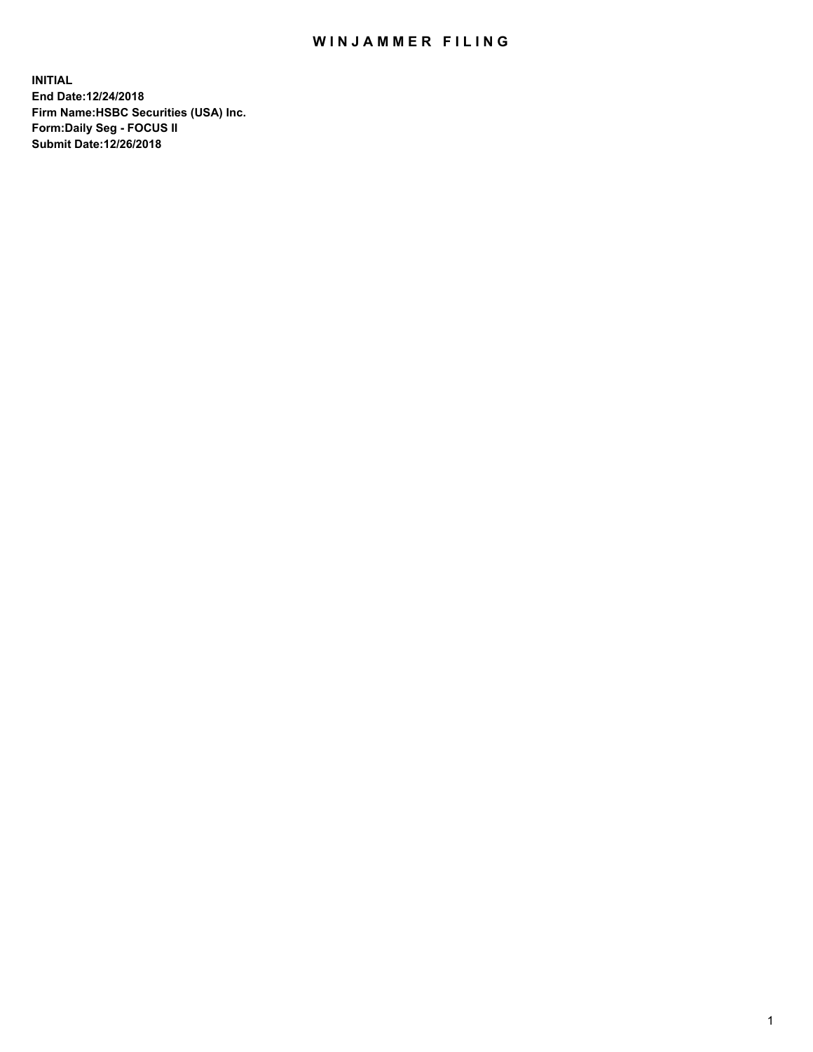# WINJAMMER FILING

**INITIAL**
**End Date:12/24/2018**
**Firm Name:HSBC Securities (USA) Inc.**
**Form:Daily Seg - FOCUS II**
**Submit Date:12/26/2018**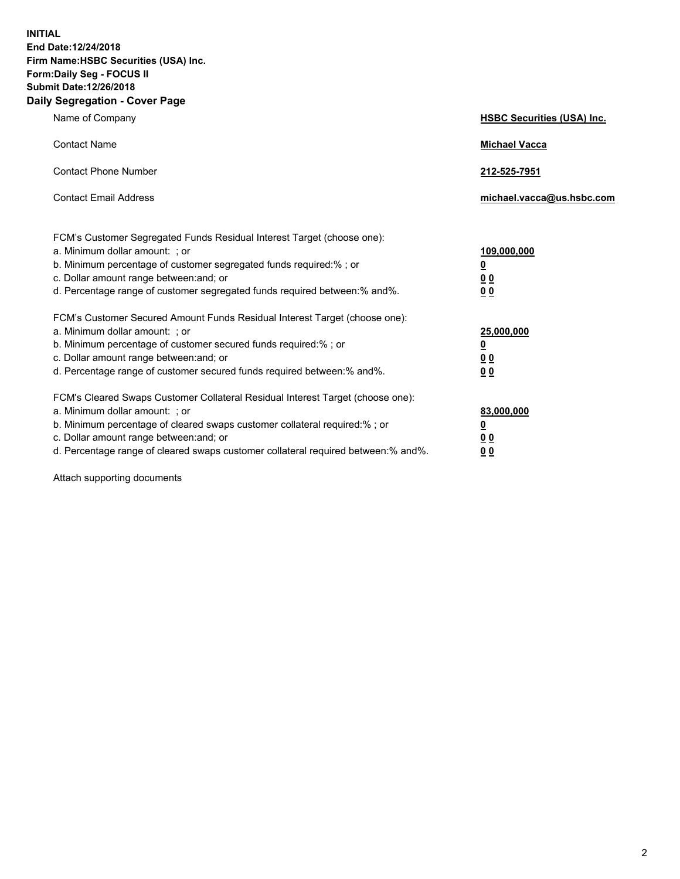**INITIAL**
**End Date:12/24/2018**
**Firm Name:HSBC Securities (USA) Inc.**
**Form:Daily Seg - FOCUS II**
**Submit Date:12/26/2018**

## Daily Segregation - Cover Page

| | |
|---|---|
| Name of Company | **HSBC Securities (USA) Inc.** |
| Contact Name | **Michael Vacca** |
| Contact Phone Number | **212-525-7951** |
| Contact Email Address | **michael.vacca@us.hsbc.com** |

| | |
|---|---|
| FCM's Customer Segregated Funds Residual Interest Target (choose one): | |
| a. Minimum dollar amount: ; or | **109,000,000** |
| b. Minimum percentage of customer segregated funds required:% ; or | **0** |
| c. Dollar amount range between:and; or | **0 0** |
| d. Percentage range of customer segregated funds required between:% and%. | **0 0** |
| FCM's Customer Secured Amount Funds Residual Interest Target (choose one): | |
| a. Minimum dollar amount: ; or | **25,000,000** |
| b. Minimum percentage of customer secured funds required:% ; or | **0** |
| c. Dollar amount range between:and; or | **0 0** |
| d. Percentage range of customer secured funds required between:% and%. | **0 0** |
| FCM's Cleared Swaps Customer Collateral Residual Interest Target (choose one): | |
| a. Minimum dollar amount: ; or | **83,000,000** |
| b. Minimum percentage of cleared swaps customer collateral required:% ; or | **0** |
| c. Dollar amount range between:and; or | **0 0** |
| d. Percentage range of cleared swaps customer collateral required between:% and%. | **0 0** |

Attach supporting documents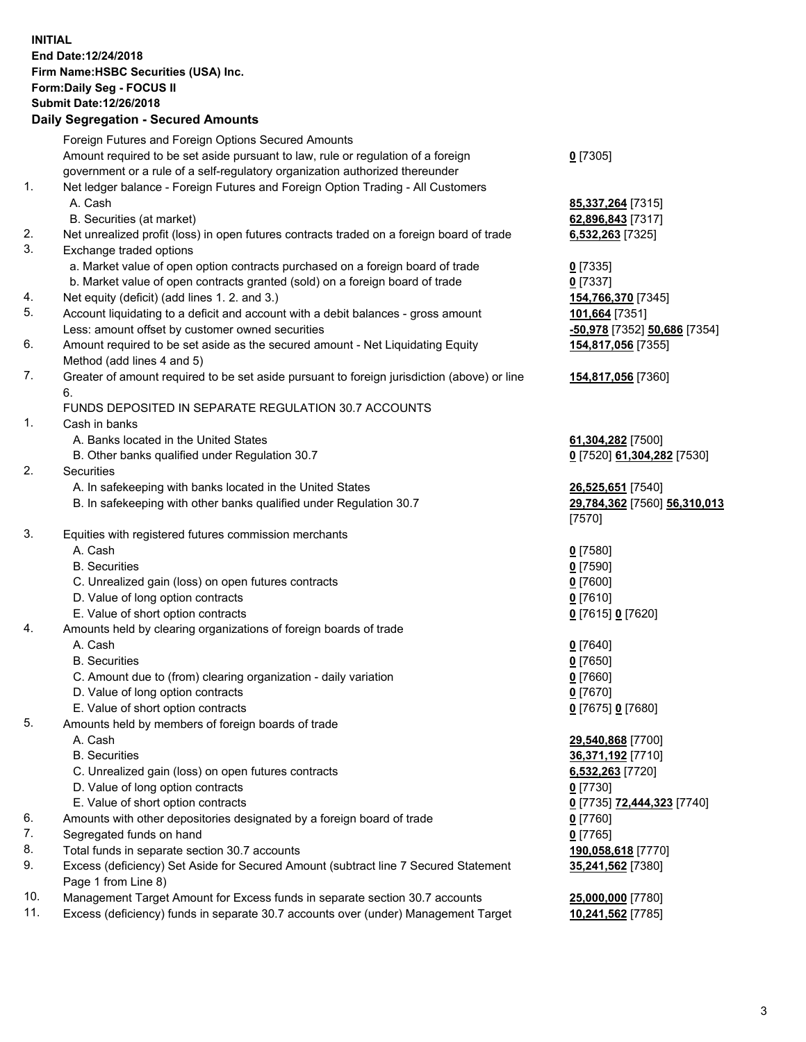**INITIAL**
**End Date:12/24/2018**
**Firm Name:HSBC Securities (USA) Inc.**
**Form:Daily Seg - FOCUS II**
**Submit Date:12/26/2018**

### Daily Segregation - Secured Amounts

| | | |
|---|---|---|
| | Foreign Futures and Foreign Options Secured Amounts | |
| | Amount required to be set aside pursuant to law, rule or regulation of a foreign government or a rule of a self-regulatory organization authorized thereunder | **0** [7305] |
| 1. | Net ledger balance - Foreign Futures and Foreign Option Trading - All Customers | |
| | A. Cash | **85,337,264** [7315] |
| | B. Securities (at market) | **62,896,843** [7317] |
| 2. | Net unrealized profit (loss) in open futures contracts traded on a foreign board of trade | **6,532,263** [7325] |
| 3. | Exchange traded options | |
| | a. Market value of open option contracts purchased on a foreign board of trade | **0** [7335] |
| | b. Market value of open contracts granted (sold) on a foreign board of trade | **0** [7337] |
| 4. | Net equity (deficit) (add lines 1. 2. and 3.) | **154,766,370** [7345] |
| 5. | Account liquidating to a deficit and account with a debit balances - gross amount | **101,664** [7351] |
| | Less: amount offset by customer owned securities | **-50,978** [7352] **50,686** [7354] |
| 6. | Amount required to be set aside as the secured amount - Net Liquidating Equity Method (add lines 4 and 5) | **154,817,056** [7355] |
| 7. | Greater of amount required to be set aside pursuant to foreign jurisdiction (above) or line 6. | **154,817,056** [7360] |
| | FUNDS DEPOSITED IN SEPARATE REGULATION 30.7 ACCOUNTS | |
| 1. | Cash in banks | |
| | A. Banks located in the United States | **61,304,282** [7500] |
| | B. Other banks qualified under Regulation 30.7 | **0** [7520] **61,304,282** [7530] |
| 2. | Securities | |
| | A. In safekeeping with banks located in the United States | **26,525,651** [7540] |
| | B. In safekeeping with other banks qualified under Regulation 30.7 | **29,784,362** [7560] **56,310,013** [7570] |
| 3. | Equities with registered futures commission merchants | |
| | A. Cash | **0** [7580] |
| | B. Securities | **0** [7590] |
| | C. Unrealized gain (loss) on open futures contracts | **0** [7600] |
| | D. Value of long option contracts | **0** [7610] |
| | E. Value of short option contracts | **0** [7615] **0** [7620] |
| 4. | Amounts held by clearing organizations of foreign boards of trade | |
| | A. Cash | **0** [7640] |
| | B. Securities | **0** [7650] |
| | C. Amount due to (from) clearing organization - daily variation | **0** [7660] |
| | D. Value of long option contracts | **0** [7670] |
| | E. Value of short option contracts | **0** [7675] **0** [7680] |
| 5. | Amounts held by members of foreign boards of trade | |
| | A. Cash | **29,540,868** [7700] |
| | B. Securities | **36,371,192** [7710] |
| | C. Unrealized gain (loss) on open futures contracts | **6,532,263** [7720] |
| | D. Value of long option contracts | **0** [7730] |
| | E. Value of short option contracts | **0** [7735] **72,444,323** [7740] |
| 6. | Amounts with other depositories designated by a foreign board of trade | **0** [7760] |
| 7. | Segregated funds on hand | **0** [7765] |
| 8. | Total funds in separate section 30.7 accounts | **190,058,618** [7770] |
| 9. | Excess (deficiency) Set Aside for Secured Amount (subtract line 7 Secured Statement Page 1 from Line 8) | **35,241,562** [7380] |
| 10. | Management Target Amount for Excess funds in separate section 30.7 accounts | **25,000,000** [7780] |
| 11. | Excess (deficiency) funds in separate 30.7 accounts over (under) Management Target | **10,241,562** [7785] |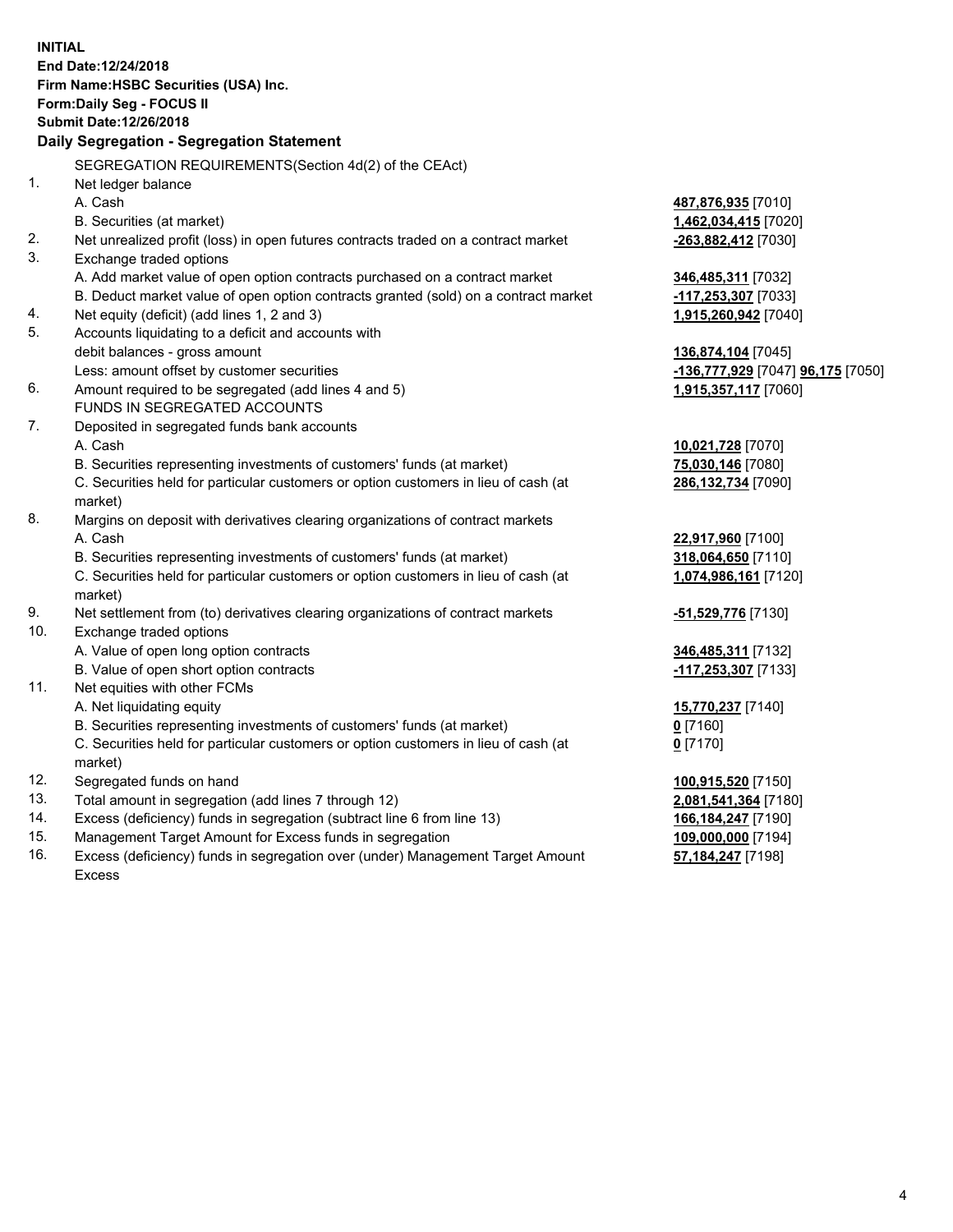**INITIAL**
**End Date:12/24/2018**
**Firm Name:HSBC Securities (USA) Inc.**
**Form:Daily Seg - FOCUS II**
**Submit Date:12/26/2018**

## Daily Segregation - Segregation Statement

SEGREGATION REQUIREMENTS(Section 4d(2) of the CEAct)

| | | |
|---|---|---|
| 1. | Net ledger balance | |
| | A. Cash | **487,876,935** [7010] |
| | B. Securities (at market) | **1,462,034,415** [7020] |
| 2. | Net unrealized profit (loss) in open futures contracts traded on a contract market | **-263,882,412** [7030] |
| 3. | Exchange traded options | |
| | A. Add market value of open option contracts purchased on a contract market | **346,485,311** [7032] |
| | B. Deduct market value of open option contracts granted (sold) on a contract market | **-117,253,307** [7033] |
| 4. | Net equity (deficit) (add lines 1, 2 and 3) | **1,915,260,942** [7040] |
| 5. | Accounts liquidating to a deficit and accounts with debit balances - gross amount | **136,874,104** [7045] |
| | Less: amount offset by customer securities | **-136,777,929** [7047] **96,175** [7050] |
| 6. | Amount required to be segregated (add lines 4 and 5) | **1,915,357,117** [7060] |
| | FUNDS IN SEGREGATED ACCOUNTS | |
| 7. | Deposited in segregated funds bank accounts | |
| | A. Cash | **10,021,728** [7070] |
| | B. Securities representing investments of customers' funds (at market) | **75,030,146** [7080] |
| | C. Securities held for particular customers or option customers in lieu of cash (at market) | **286,132,734** [7090] |
| 8. | Margins on deposit with derivatives clearing organizations of contract markets | |
| | A. Cash | **22,917,960** [7100] |
| | B. Securities representing investments of customers' funds (at market) | **318,064,650** [7110] |
| | C. Securities held for particular customers or option customers in lieu of cash (at market) | **1,074,986,161** [7120] |
| 9. | Net settlement from (to) derivatives clearing organizations of contract markets | **-51,529,776** [7130] |
| 10. | Exchange traded options | |
| | A. Value of open long option contracts | **346,485,311** [7132] |
| | B. Value of open short option contracts | **-117,253,307** [7133] |
| 11. | Net equities with other FCMs | |
| | A. Net liquidating equity | **15,770,237** [7140] |
| | B. Securities representing investments of customers' funds (at market) | **0** [7160] |
| | C. Securities held for particular customers or option customers in lieu of cash (at market) | **0** [7170] |
| 12. | Segregated funds on hand | **100,915,520** [7150] |
| 13. | Total amount in segregation (add lines 7 through 12) | **2,081,541,364** [7180] |
| 14. | Excess (deficiency) funds in segregation (subtract line 6 from line 13) | **166,184,247** [7190] |
| 15. | Management Target Amount for Excess funds in segregation | **109,000,000** [7194] |
| 16. | Excess (deficiency) funds in segregation over (under) Management Target Amount Excess | **57,184,247** [7198] |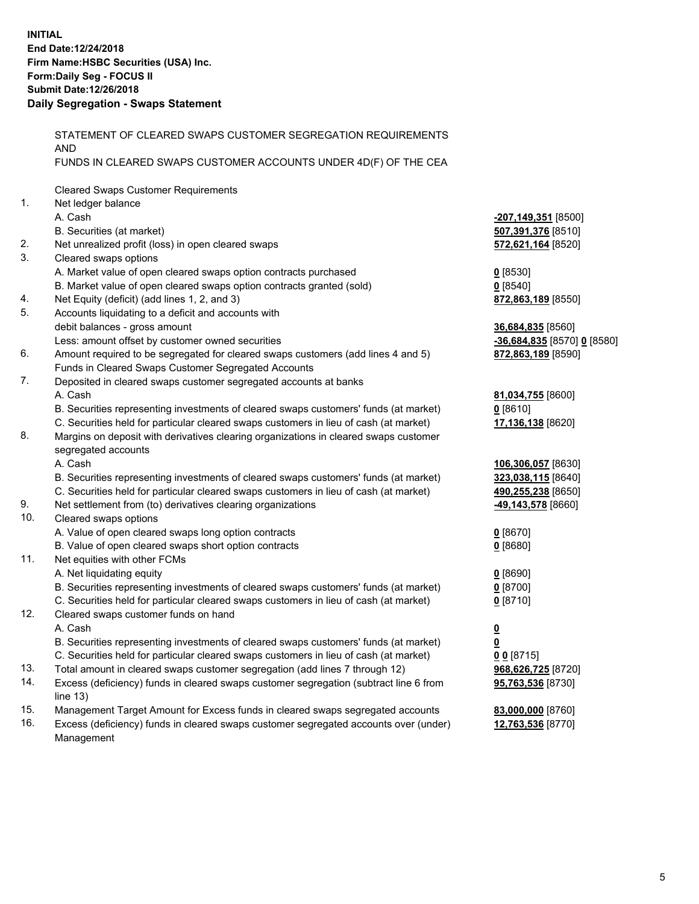**INITIAL**
**End Date:12/24/2018**
**Firm Name:HSBC Securities (USA) Inc.**
**Form:Daily Seg - FOCUS II**
**Submit Date:12/26/2018**
**Daily Segregation - Swaps Statement**

STATEMENT OF CLEARED SWAPS CUSTOMER SEGREGATION REQUIREMENTS AND FUNDS IN CLEARED SWAPS CUSTOMER ACCOUNTS UNDER 4D(F) OF THE CEA

| | | |
|---|---|---|
| | Cleared Swaps Customer Requirements | |
| 1. | Net ledger balance | |
| | A. Cash | **-207,149,351** [8500] |
| | B. Securities (at market) | **507,391,376** [8510] |
| 2. | Net unrealized profit (loss) in open cleared swaps | **572,621,164** [8520] |
| 3. | Cleared swaps options | |
| | A. Market value of open cleared swaps option contracts purchased | **0** [8530] |
| | B. Market value of open cleared swaps option contracts granted (sold) | **0** [8540] |
| 4. | Net Equity (deficit) (add lines 1, 2, and 3) | **872,863,189** [8550] |
| 5. | Accounts liquidating to a deficit and accounts with debit balances - gross amount | **36,684,835** [8560] |
| | Less: amount offset by customer owned securities | **-36,684,835** [8570] **0** [8580] |
| 6. | Amount required to be segregated for cleared swaps customers (add lines 4 and 5) | **872,863,189** [8590] |
| | Funds in Cleared Swaps Customer Segregated Accounts | |
| 7. | Deposited in cleared swaps customer segregated accounts at banks | |
| | A. Cash | **81,034,755** [8600] |
| | B. Securities representing investments of cleared swaps customers' funds (at market) | **0** [8610] |
| | C. Securities held for particular cleared swaps customers in lieu of cash (at market) | **17,136,138** [8620] |
| 8. | Margins on deposit with derivatives clearing organizations in cleared swaps customer segregated accounts | |
| | A. Cash | **106,306,057** [8630] |
| | B. Securities representing investments of cleared swaps customers' funds (at market) | **323,038,115** [8640] |
| | C. Securities held for particular cleared swaps customers in lieu of cash (at market) | **490,255,238** [8650] |
| 9. | Net settlement from (to) derivatives clearing organizations | **-49,143,578** [8660] |
| 10. | Cleared swaps options | |
| | A. Value of open cleared swaps long option contracts | **0** [8670] |
| | B. Value of open cleared swaps short option contracts | **0** [8680] |
| 11. | Net equities with other FCMs | |
| | A. Net liquidating equity | **0** [8690] |
| | B. Securities representing investments of cleared swaps customers' funds (at market) | **0** [8700] |
| | C. Securities held for particular cleared swaps customers in lieu of cash (at market) | **0** [8710] |
| 12. | Cleared swaps customer funds on hand | |
| | A. Cash | **0** |
| | B. Securities representing investments of cleared swaps customers' funds (at market) | **0** |
| | C. Securities held for particular cleared swaps customers in lieu of cash (at market) | **0** **0** [8715] |
| 13. | Total amount in cleared swaps customer segregation (add lines 7 through 12) | **968,626,725** [8720] |
| 14. | Excess (deficiency) funds in cleared swaps customer segregation (subtract line 6 from line 13) | **95,763,536** [8730] |
| 15. | Management Target Amount for Excess funds in cleared swaps segregated accounts | **83,000,000** [8760] |
| 16. | Excess (deficiency) funds in cleared swaps customer segregated accounts over (under) Management | **12,763,536** [8770] |